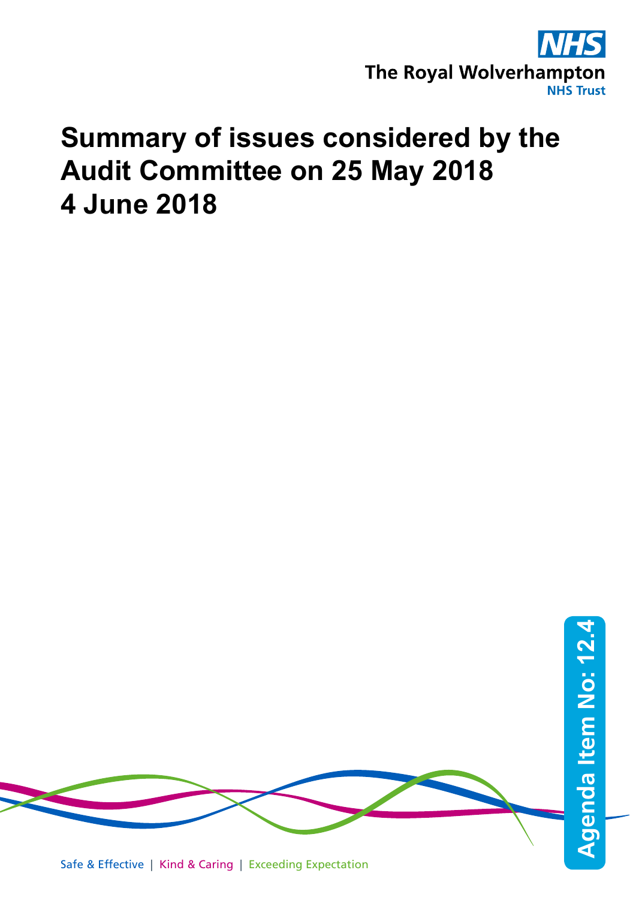# Summary of issues considered by the Audit Committee on 25 May 2018
# 4 June 2018

Agenda Item No: 12.4

Safe & Effective | Kind & Caring | Exceeding Expectation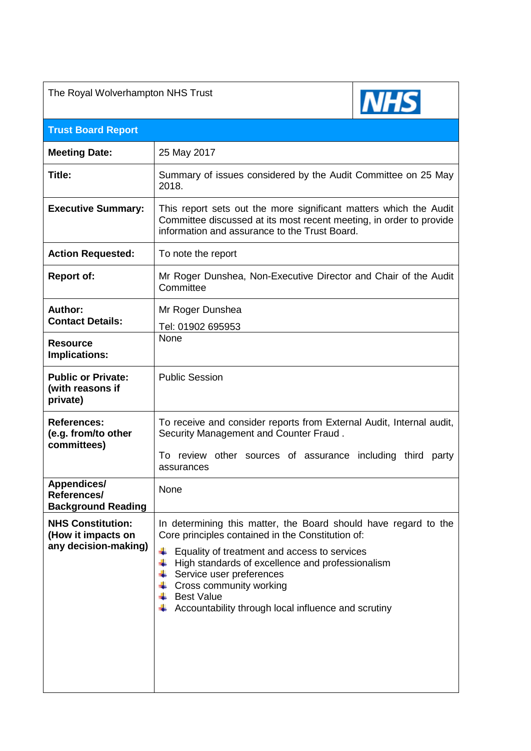| The Royal Wolverhampton NHS Trust | NHS |
|---|---|
| **Trust Board Report** | |
| **Meeting Date:** | 25 May 2017 |
| **Title:** | Summary of issues considered by the Audit Committee on 25 May 2018. |
| **Executive Summary:** | This report sets out the more significant matters which the Audit Committee discussed at its most recent meeting, in order to provide information and assurance to the Trust Board. |
| **Action Requested:** | To note the report |
| **Report of:** | Mr Roger Dunshea, Non-Executive Director and Chair of the Audit Committee |
| **Author:**<br>**Contact Details:** | Mr Roger Dunshea<br>Tel: 01902 695953 |
| **Resource Implications:** | None |
| **Public or Private: (with reasons if private)** | Public Session |
| **References: (e.g. from/to other committees)** | To receive and consider reports from External Audit, Internal audit, Security Management and Counter Fraud .<br>To review other sources of assurance including third party assurances |
| **Appendices/ References/ Background Reading** | None |
| **NHS Constitution: (How it impacts on any decision-making)** | In determining this matter, the Board should have regard to the Core principles contained in the Constitution of:<br>- Equality of treatment and access to services<br>- High standards of excellence and professionalism<br>- Service user preferences<br>- Cross community working<br>- Best Value<br>- Accountability through local influence and scrutiny |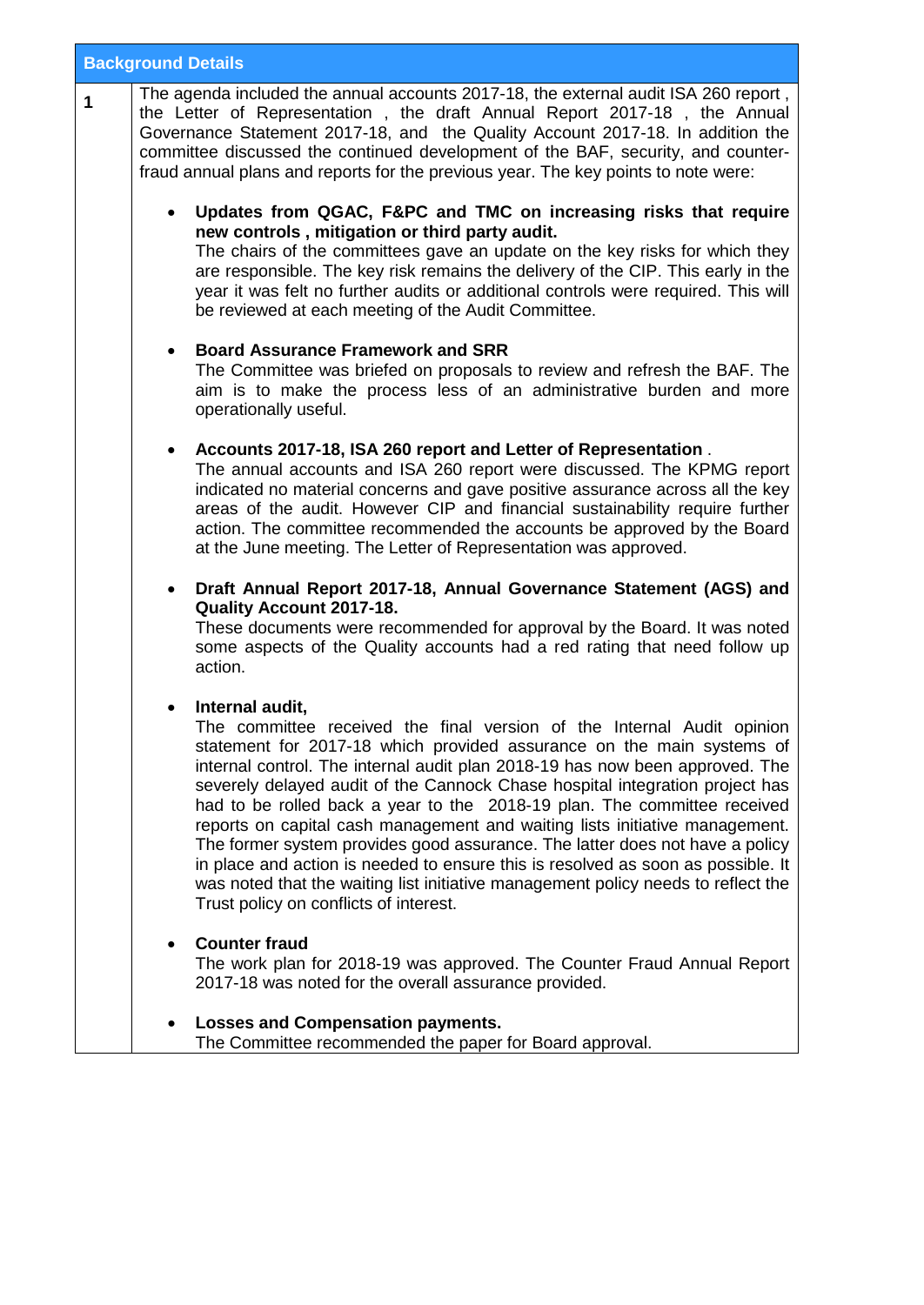| Background Details | |
|---|---|
| 1 | The agenda included the annual accounts 2017-18, the external audit ISA 260 report , the Letter of Representation , the draft Annual Report 2017-18 , the Annual Governance Statement 2017-18, and the Quality Account 2017-18. In addition the committee discussed the continued development of the BAF, security, and counter-fraud annual plans and reports for the previous year. The key points to note were:<br><br>• **Updates from QGAC, F&PC and TMC on increasing risks that require new controls , mitigation or third party audit.**<br>The chairs of the committees gave an update on the key risks for which they are responsible. The key risk remains the delivery of the CIP. This early in the year it was felt no further audits or additional controls were required. This will be reviewed at each meeting of the Audit Committee.<br><br>• **Board Assurance Framework and SRR**<br>The Committee was briefed on proposals to review and refresh the BAF. The aim is to make the process less of an administrative burden and more operationally useful.<br><br>• **Accounts 2017-18, ISA 260 report and Letter of Representation** .<br>The annual accounts and ISA 260 report were discussed. The KPMG report indicated no material concerns and gave positive assurance across all the key areas of the audit. However CIP and financial sustainability require further action. The committee recommended the accounts be approved by the Board at the June meeting. The Letter of Representation was approved.<br><br>• **Draft Annual Report 2017-18, Annual Governance Statement (AGS) and Quality Account 2017-18.**<br>These documents were recommended for approval by the Board. It was noted some aspects of the Quality accounts had a red rating that need follow up action.<br><br>• **Internal audit,**<br>The committee received the final version of the Internal Audit opinion statement for 2017-18 which provided assurance on the main systems of internal control. The internal audit plan 2018-19 has now been approved. The severely delayed audit of the Cannock Chase hospital integration project has had to be rolled back a year to the 2018-19 plan. The committee received reports on capital cash management and waiting lists initiative management. The former system provides good assurance. The latter does not have a policy in place and action is needed to ensure this is resolved as soon as possible. It was noted that the waiting list initiative management policy needs to reflect the Trust policy on conflicts of interest.<br><br>• **Counter fraud**<br>The work plan for 2018-19 was approved. The Counter Fraud Annual Report 2017-18 was noted for the overall assurance provided.<br><br>• **Losses and Compensation payments.**<br>The Committee recommended the paper for Board approval. |